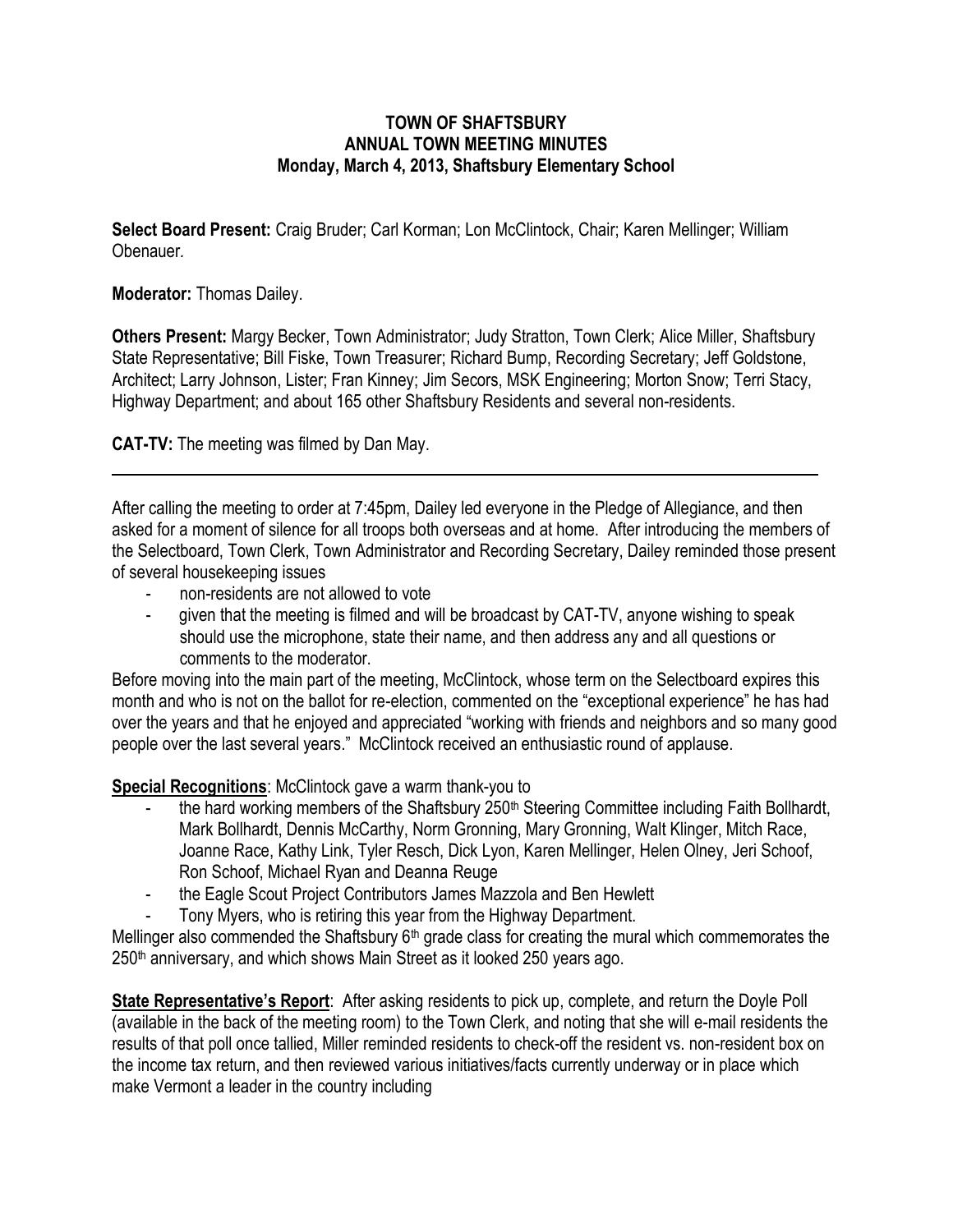**TOWN OF SHAFTSBURY**
**ANNUAL TOWN MEETING MINUTES**
**Monday, March 4, 2013, Shaftsbury Elementary School**

**Select Board Present:** Craig Bruder; Carl Korman; Lon McClintock, Chair; Karen Mellinger; William Obenauer.

**Moderator:** Thomas Dailey.

**Others Present:** Margy Becker, Town Administrator; Judy Stratton, Town Clerk; Alice Miller, Shaftsbury State Representative; Bill Fiske, Town Treasurer; Richard Bump, Recording Secretary; Jeff Goldstone, Architect; Larry Johnson, Lister; Fran Kinney; Jim Secors, MSK Engineering; Morton Snow; Terri Stacy, Highway Department; and about 165 other Shaftsbury Residents and several non-residents.

**CAT-TV:** The meeting was filmed by Dan May.

---

After calling the meeting to order at 7:45pm, Dailey led everyone in the Pledge of Allegiance, and then asked for a moment of silence for all troops both overseas and at home. After introducing the members of the Selectboard, Town Clerk, Town Administrator and Recording Secretary, Dailey reminded those present of several housekeeping issues

- non-residents are not allowed to vote
- given that the meeting is filmed and will be broadcast by CAT-TV, anyone wishing to speak should use the microphone, state their name, and then address any and all questions or comments to the moderator.

Before moving into the main part of the meeting, McClintock, whose term on the Selectboard expires this month and who is not on the ballot for re-election, commented on the "exceptional experience" he has had over the years and that he enjoyed and appreciated "working with friends and neighbors and so many good people over the last several years." McClintock received an enthusiastic round of applause.

**Special Recognitions**: McClintock gave a warm thank-you to

- the hard working members of the Shaftsbury 250th Steering Committee including Faith Bollhardt, Mark Bollhardt, Dennis McCarthy, Norm Gronning, Mary Gronning, Walt Klinger, Mitch Race, Joanne Race, Kathy Link, Tyler Resch, Dick Lyon, Karen Mellinger, Helen Olney, Jeri Schoof, Ron Schoof, Michael Ryan and Deanna Reuge
- the Eagle Scout Project Contributors James Mazzola and Ben Hewlett
- Tony Myers, who is retiring this year from the Highway Department.

Mellinger also commended the Shaftsbury 6th grade class for creating the mural which commemorates the 250th anniversary, and which shows Main Street as it looked 250 years ago.

**State Representative's Report**: After asking residents to pick up, complete, and return the Doyle Poll (available in the back of the meeting room) to the Town Clerk, and noting that she will e-mail residents the results of that poll once tallied, Miller reminded residents to check-off the resident vs. non-resident box on the income tax return, and then reviewed various initiatives/facts currently underway or in place which make Vermont a leader in the country including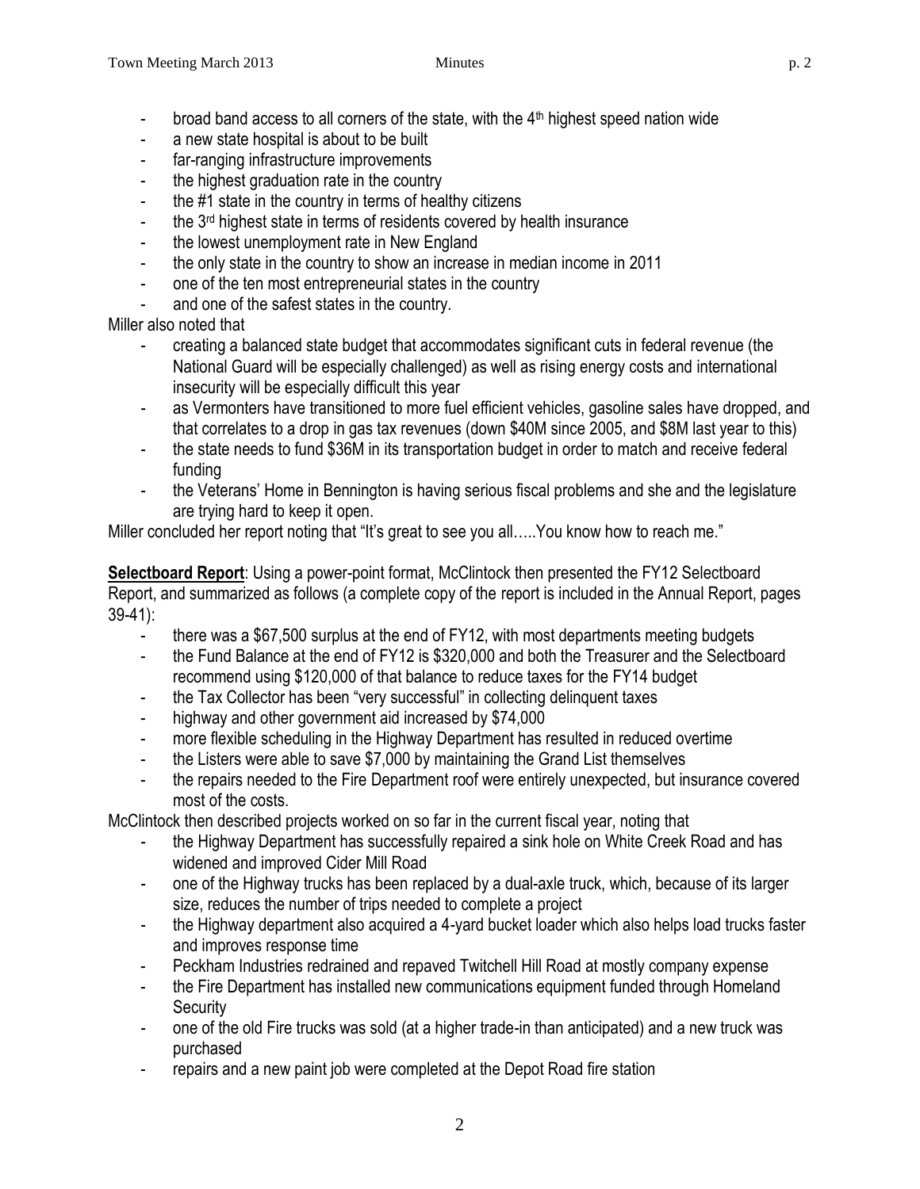- broad band access to all corners of the state, with the 4th highest speed nation wide
- a new state hospital is about to be built
- far-ranging infrastructure improvements
- the highest graduation rate in the country
- the #1 state in the country in terms of healthy citizens
- the 3rd highest state in terms of residents covered by health insurance
- the lowest unemployment rate in New England
- the only state in the country to show an increase in median income in 2011
- one of the ten most entrepreneurial states in the country
- and one of the safest states in the country.

Miller also noted that

- creating a balanced state budget that accommodates significant cuts in federal revenue (the National Guard will be especially challenged) as well as rising energy costs and international insecurity will be especially difficult this year
- as Vermonters have transitioned to more fuel efficient vehicles, gasoline sales have dropped, and that correlates to a drop in gas tax revenues (down $40M since 2005, and $8M last year to this)
- the state needs to fund $36M in its transportation budget in order to match and receive federal funding
- the Veterans' Home in Bennington is having serious fiscal problems and she and the legislature are trying hard to keep it open.

Miller concluded her report noting that "It's great to see you all…..You know how to reach me."

**Selectboard Report**: Using a power-point format, McClintock then presented the FY12 Selectboard Report, and summarized as follows (a complete copy of the report is included in the Annual Report, pages 39-41):

- there was a $67,500 surplus at the end of FY12, with most departments meeting budgets
- the Fund Balance at the end of FY12 is $320,000 and both the Treasurer and the Selectboard recommend using $120,000 of that balance to reduce taxes for the FY14 budget
- the Tax Collector has been "very successful" in collecting delinquent taxes
- highway and other government aid increased by $74,000
- more flexible scheduling in the Highway Department has resulted in reduced overtime
- the Listers were able to save $7,000 by maintaining the Grand List themselves
- the repairs needed to the Fire Department roof were entirely unexpected, but insurance covered most of the costs.

McClintock then described projects worked on so far in the current fiscal year, noting that

- the Highway Department has successfully repaired a sink hole on White Creek Road and has widened and improved Cider Mill Road
- one of the Highway trucks has been replaced by a dual-axle truck, which, because of its larger size, reduces the number of trips needed to complete a project
- the Highway department also acquired a 4-yard bucket loader which also helps load trucks faster and improves response time
- Peckham Industries redrained and repaved Twitchell Hill Road at mostly company expense
- the Fire Department has installed new communications equipment funded through Homeland Security
- one of the old Fire trucks was sold (at a higher trade-in than anticipated) and a new truck was purchased
- repairs and a new paint job were completed at the Depot Road fire station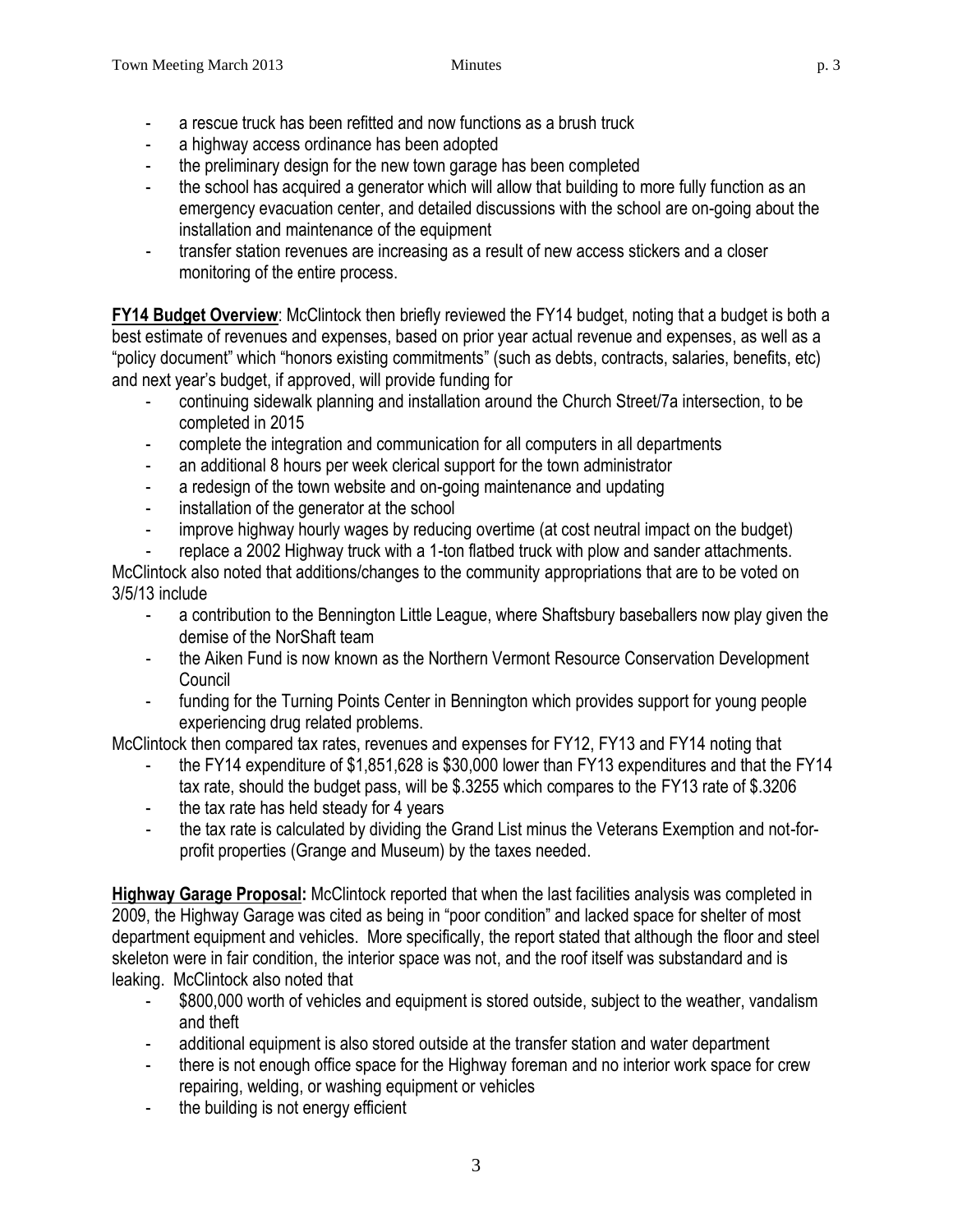- a rescue truck has been refitted and now functions as a brush truck
- a highway access ordinance has been adopted
- the preliminary design for the new town garage has been completed
- the school has acquired a generator which will allow that building to more fully function as an emergency evacuation center, and detailed discussions with the school are on-going about the installation and maintenance of the equipment
- transfer station revenues are increasing as a result of new access stickers and a closer monitoring of the entire process.

**FY14 Budget Overview**: McClintock then briefly reviewed the FY14 budget, noting that a budget is both a best estimate of revenues and expenses, based on prior year actual revenue and expenses, as well as a "policy document" which "honors existing commitments" (such as debts, contracts, salaries, benefits, etc) and next year's budget, if approved, will provide funding for

- continuing sidewalk planning and installation around the Church Street/7a intersection, to be completed in 2015
- complete the integration and communication for all computers in all departments
- an additional 8 hours per week clerical support for the town administrator
- a redesign of the town website and on-going maintenance and updating
- installation of the generator at the school
- improve highway hourly wages by reducing overtime (at cost neutral impact on the budget)
- replace a 2002 Highway truck with a 1-ton flatbed truck with plow and sander attachments.

McClintock also noted that additions/changes to the community appropriations that are to be voted on 3/5/13 include

- a contribution to the Bennington Little League, where Shaftsbury baseballers now play given the demise of the NorShaft team
- the Aiken Fund is now known as the Northern Vermont Resource Conservation Development Council
- funding for the Turning Points Center in Bennington which provides support for young people experiencing drug related problems.

McClintock then compared tax rates, revenues and expenses for FY12, FY13 and FY14 noting that

- the FY14 expenditure of $1,851,628 is $30,000 lower than FY13 expenditures and that the FY14 tax rate, should the budget pass, will be $.3255 which compares to the FY13 rate of $.3206
- the tax rate has held steady for 4 years
- the tax rate is calculated by dividing the Grand List minus the Veterans Exemption and not-for-profit properties (Grange and Museum) by the taxes needed.

**Highway Garage Proposal:** McClintock reported that when the last facilities analysis was completed in 2009, the Highway Garage was cited as being in "poor condition" and lacked space for shelter of most department equipment and vehicles. More specifically, the report stated that although the floor and steel skeleton were in fair condition, the interior space was not, and the roof itself was substandard and is leaking. McClintock also noted that

- $800,000 worth of vehicles and equipment is stored outside, subject to the weather, vandalism and theft
- additional equipment is also stored outside at the transfer station and water department
- there is not enough office space for the Highway foreman and no interior work space for crew repairing, welding, or washing equipment or vehicles
- the building is not energy efficient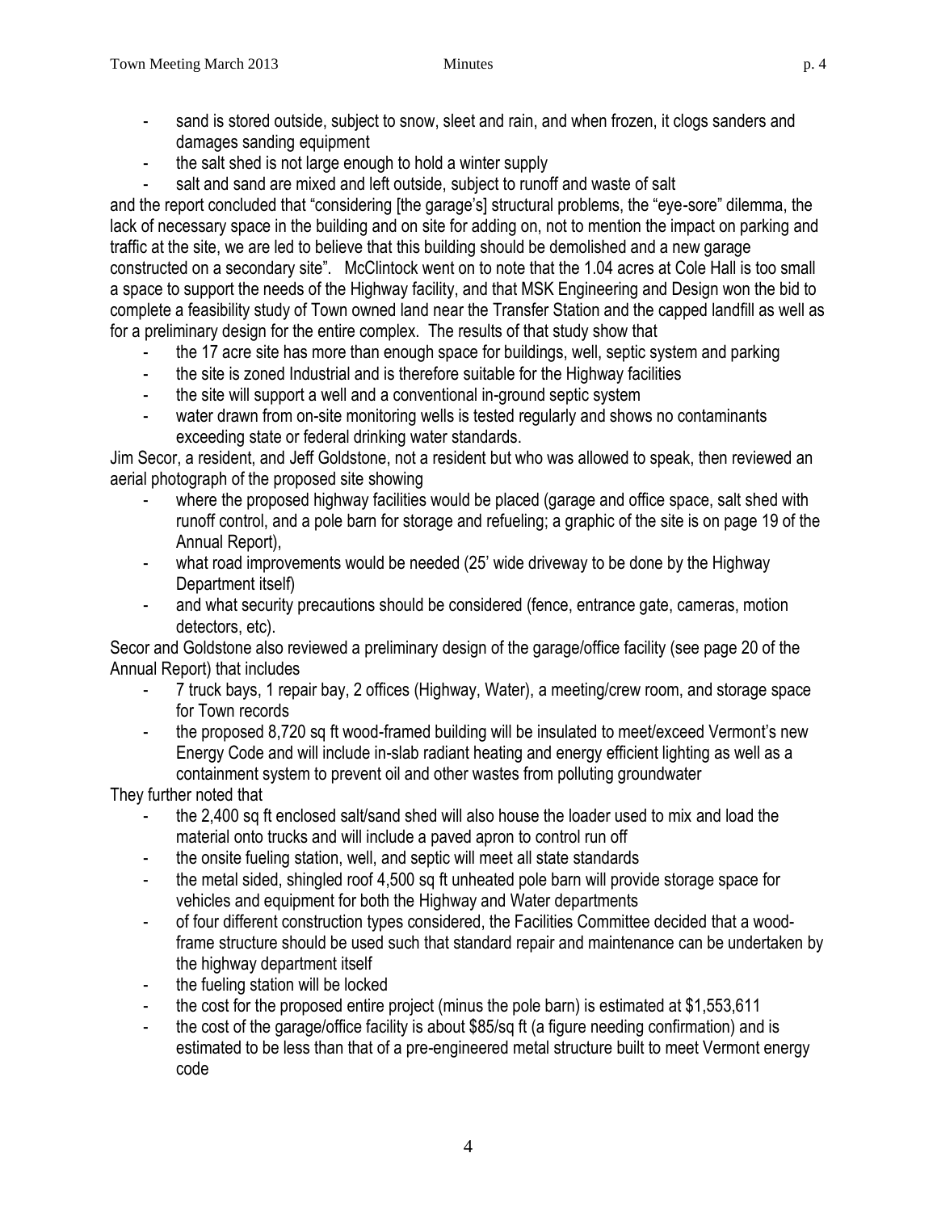- sand is stored outside, subject to snow, sleet and rain, and when frozen, it clogs sanders and damages sanding equipment
- the salt shed is not large enough to hold a winter supply
- salt and sand are mixed and left outside, subject to runoff and waste of salt

and the report concluded that "considering [the garage's] structural problems, the "eye-sore" dilemma, the lack of necessary space in the building and on site for adding on, not to mention the impact on parking and traffic at the site, we are led to believe that this building should be demolished and a new garage constructed on a secondary site". McClintock went on to note that the 1.04 acres at Cole Hall is too small a space to support the needs of the Highway facility, and that MSK Engineering and Design won the bid to complete a feasibility study of Town owned land near the Transfer Station and the capped landfill as well as for a preliminary design for the entire complex. The results of that study show that

- the 17 acre site has more than enough space for buildings, well, septic system and parking
- the site is zoned Industrial and is therefore suitable for the Highway facilities
- the site will support a well and a conventional in-ground septic system
- water drawn from on-site monitoring wells is tested regularly and shows no contaminants exceeding state or federal drinking water standards.

Jim Secor, a resident, and Jeff Goldstone, not a resident but who was allowed to speak, then reviewed an aerial photograph of the proposed site showing

- where the proposed highway facilities would be placed (garage and office space, salt shed with runoff control, and a pole barn for storage and refueling; a graphic of the site is on page 19 of the Annual Report),
- what road improvements would be needed (25' wide driveway to be done by the Highway Department itself)
- and what security precautions should be considered (fence, entrance gate, cameras, motion detectors, etc).

Secor and Goldstone also reviewed a preliminary design of the garage/office facility (see page 20 of the Annual Report) that includes

- 7 truck bays, 1 repair bay, 2 offices (Highway, Water), a meeting/crew room, and storage space for Town records
- the proposed 8,720 sq ft wood-framed building will be insulated to meet/exceed Vermont's new Energy Code and will include in-slab radiant heating and energy efficient lighting as well as a containment system to prevent oil and other wastes from polluting groundwater

They further noted that

- the 2,400 sq ft enclosed salt/sand shed will also house the loader used to mix and load the material onto trucks and will include a paved apron to control run off
- the onsite fueling station, well, and septic will meet all state standards
- the metal sided, shingled roof 4,500 sq ft unheated pole barn will provide storage space for vehicles and equipment for both the Highway and Water departments
- of four different construction types considered, the Facilities Committee decided that a wood-frame structure should be used such that standard repair and maintenance can be undertaken by the highway department itself
- the fueling station will be locked
- the cost for the proposed entire project (minus the pole barn) is estimated at $1,553,611
- the cost of the garage/office facility is about $85/sq ft (a figure needing confirmation) and is estimated to be less than that of a pre-engineered metal structure built to meet Vermont energy code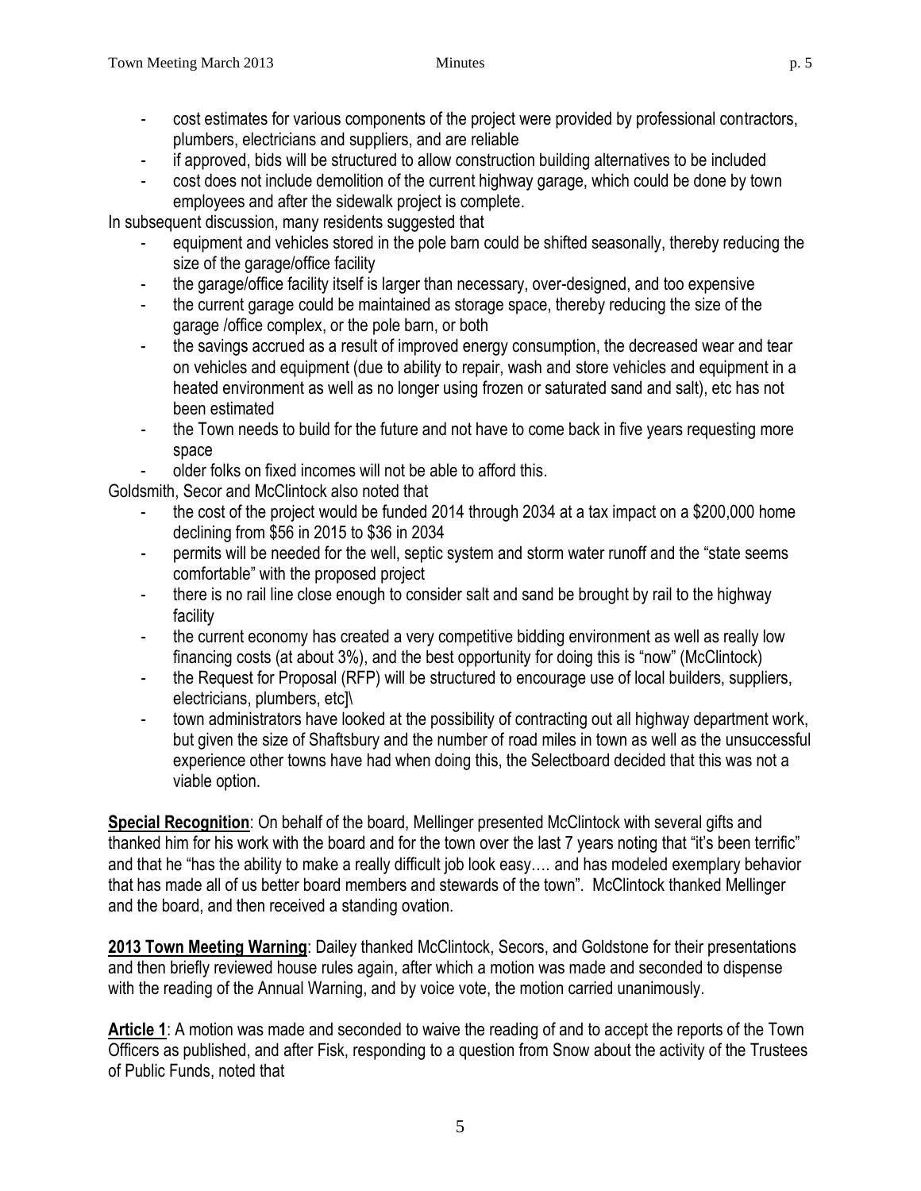- cost estimates for various components of the project were provided by professional contractors, plumbers, electricians and suppliers, and are reliable
- if approved, bids will be structured to allow construction building alternatives to be included
- cost does not include demolition of the current highway garage, which could be done by town employees and after the sidewalk project is complete.

In subsequent discussion, many residents suggested that

- equipment and vehicles stored in the pole barn could be shifted seasonally, thereby reducing the size of the garage/office facility
- the garage/office facility itself is larger than necessary, over-designed, and too expensive
- the current garage could be maintained as storage space, thereby reducing the size of the garage /office complex, or the pole barn, or both
- the savings accrued as a result of improved energy consumption, the decreased wear and tear on vehicles and equipment (due to ability to repair, wash and store vehicles and equipment in a heated environment as well as no longer using frozen or saturated sand and salt), etc has not been estimated
- the Town needs to build for the future and not have to come back in five years requesting more space
- older folks on fixed incomes will not be able to afford this.

Goldsmith, Secor and McClintock also noted that

- the cost of the project would be funded 2014 through 2034 at a tax impact on a $200,000 home declining from $56 in 2015 to $36 in 2034
- permits will be needed for the well, septic system and storm water runoff and the "state seems comfortable" with the proposed project
- there is no rail line close enough to consider salt and sand be brought by rail to the highway facility
- the current economy has created a very competitive bidding environment as well as really low financing costs (at about 3%), and the best opportunity for doing this is "now" (McClintock)
- the Request for Proposal (RFP) will be structured to encourage use of local builders, suppliers, electricians, plumbers, etc]\
- town administrators have looked at the possibility of contracting out all highway department work, but given the size of Shaftsbury and the number of road miles in town as well as the unsuccessful experience other towns have had when doing this, the Selectboard decided that this was not a viable option.

**Special Recognition**: On behalf of the board, Mellinger presented McClintock with several gifts and thanked him for his work with the board and for the town over the last 7 years noting that "it's been terrific" and that he "has the ability to make a really difficult job look easy…. and has modeled exemplary behavior that has made all of us better board members and stewards of the town". McClintock thanked Mellinger and the board, and then received a standing ovation.

**2013 Town Meeting Warning**: Dailey thanked McClintock, Secors, and Goldstone for their presentations and then briefly reviewed house rules again, after which a motion was made and seconded to dispense with the reading of the Annual Warning, and by voice vote, the motion carried unanimously.

**Article 1**: A motion was made and seconded to waive the reading of and to accept the reports of the Town Officers as published, and after Fisk, responding to a question from Snow about the activity of the Trustees of Public Funds, noted that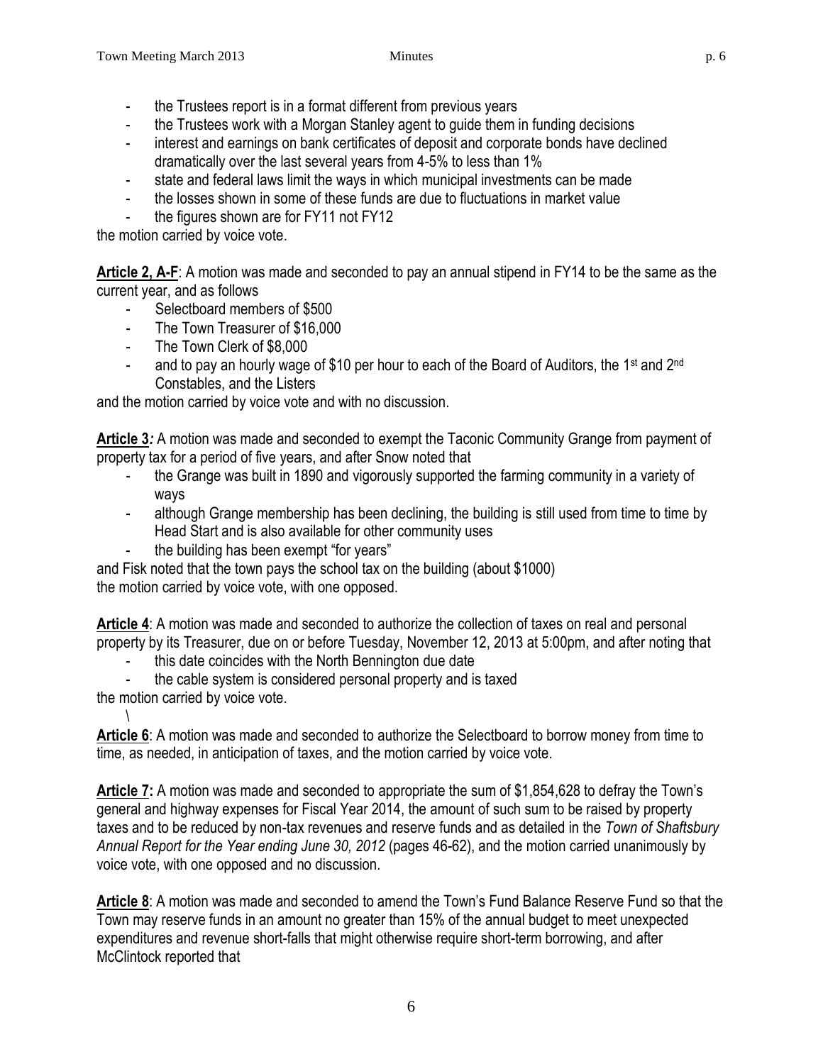- the Trustees report is in a format different from previous years
- the Trustees work with a Morgan Stanley agent to guide them in funding decisions
- interest and earnings on bank certificates of deposit and corporate bonds have declined dramatically over the last several years from 4-5% to less than 1%
- state and federal laws limit the ways in which municipal investments can be made
- the losses shown in some of these funds are due to fluctuations in market value
- the figures shown are for FY11 not FY12

the motion carried by voice vote.

**Article 2, A-F**: A motion was made and seconded to pay an annual stipend in FY14 to be the same as the current year, and as follows

- Selectboard members of $500
- The Town Treasurer of $16,000
- The Town Clerk of $8,000
- and to pay an hourly wage of $10 per hour to each of the Board of Auditors, the 1st and 2nd Constables, and the Listers

and the motion carried by voice vote and with no discussion.

**Article 3***:* A motion was made and seconded to exempt the Taconic Community Grange from payment of property tax for a period of five years, and after Snow noted that

- the Grange was built in 1890 and vigorously supported the farming community in a variety of ways
- although Grange membership has been declining, the building is still used from time to time by Head Start and is also available for other community uses
- the building has been exempt "for years"

and Fisk noted that the town pays the school tax on the building (about $1000)
the motion carried by voice vote, with one opposed.

**Article 4**: A motion was made and seconded to authorize the collection of taxes on real and personal property by its Treasurer, due on or before Tuesday, November 12, 2013 at 5:00pm, and after noting that

- this date coincides with the North Bennington due date
- the cable system is considered personal property and is taxed

the motion carried by voice vote.

\

**Article 6**: A motion was made and seconded to authorize the Selectboard to borrow money from time to time, as needed, in anticipation of taxes, and the motion carried by voice vote.

**Article 7:** A motion was made and seconded to appropriate the sum of $1,854,628 to defray the Town's general and highway expenses for Fiscal Year 2014, the amount of such sum to be raised by property taxes and to be reduced by non-tax revenues and reserve funds and as detailed in the *Town of Shaftsbury Annual Report for the Year ending June 30, 2012* (pages 46-62), and the motion carried unanimously by voice vote, with one opposed and no discussion.

**Article 8**: A motion was made and seconded to amend the Town's Fund Balance Reserve Fund so that the Town may reserve funds in an amount no greater than 15% of the annual budget to meet unexpected expenditures and revenue short-falls that might otherwise require short-term borrowing, and after McClintock reported that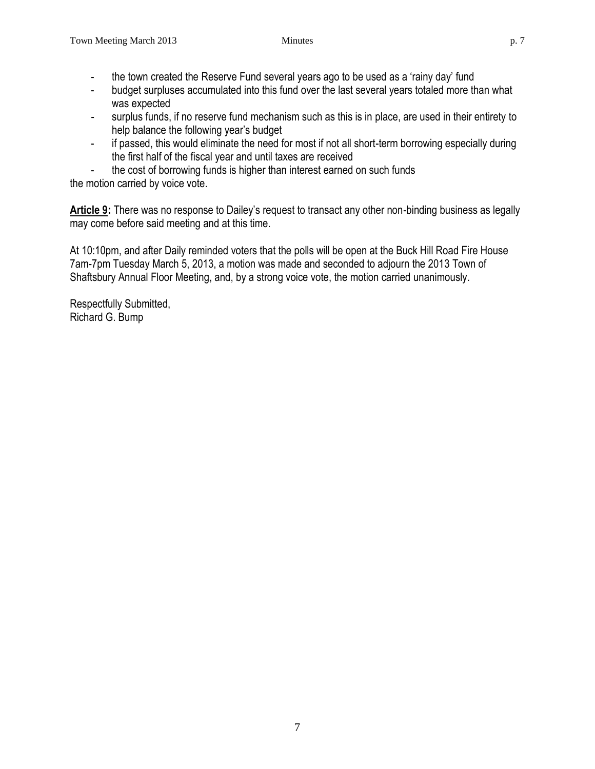- the town created the Reserve Fund several years ago to be used as a 'rainy day' fund
- budget surpluses accumulated into this fund over the last several years totaled more than what was expected
- surplus funds, if no reserve fund mechanism such as this is in place, are used in their entirety to help balance the following year's budget
- if passed, this would eliminate the need for most if not all short-term borrowing especially during the first half of the fiscal year and until taxes are received
- the cost of borrowing funds is higher than interest earned on such funds

the motion carried by voice vote.

**Article 9:** There was no response to Dailey's request to transact any other non-binding business as legally may come before said meeting and at this time.

At 10:10pm, and after Daily reminded voters that the polls will be open at the Buck Hill Road Fire House 7am-7pm Tuesday March 5, 2013, a motion was made and seconded to adjourn the 2013 Town of Shaftsbury Annual Floor Meeting, and, by a strong voice vote, the motion carried unanimously.

Respectfully Submitted,
Richard G. Bump